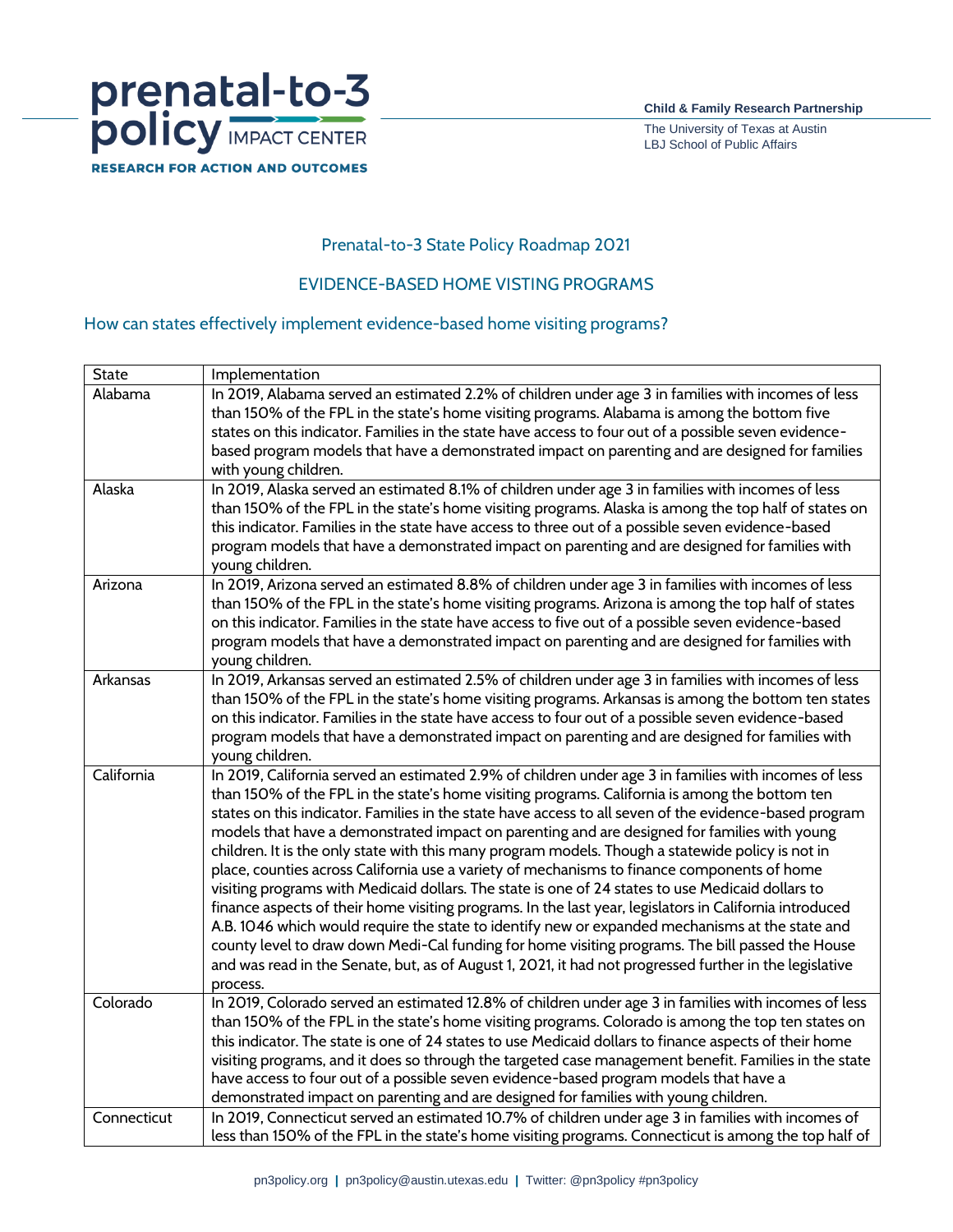prenatal-to-3 policy IMPACT CENTER

RESEARCH FOR ACTION AND OUTCOMES

**Child & Family Research Partnership**

The University of Texas at Austin
LBJ School of Public Affairs

## Prenatal-to-3 State Policy Roadmap 2021

## EVIDENCE-BASED HOME VISTING PROGRAMS

### How can states effectively implement evidence-based home visiting programs?

| State | Implementation |
|---|---|
| Alabama | In 2019, Alabama served an estimated 2.2% of children under age 3 in families with incomes of less than 150% of the FPL in the state's home visiting programs. Alabama is among the bottom five states on this indicator. Families in the state have access to four out of a possible seven evidence-based program models that have a demonstrated impact on parenting and are designed for families with young children. |
| Alaska | In 2019, Alaska served an estimated 8.1% of children under age 3 in families with incomes of less than 150% of the FPL in the state's home visiting programs. Alaska is among the top half of states on this indicator. Families in the state have access to three out of a possible seven evidence-based program models that have a demonstrated impact on parenting and are designed for families with young children. |
| Arizona | In 2019, Arizona served an estimated 8.8% of children under age 3 in families with incomes of less than 150% of the FPL in the state's home visiting programs. Arizona is among the top half of states on this indicator. Families in the state have access to five out of a possible seven evidence-based program models that have a demonstrated impact on parenting and are designed for families with young children. |
| Arkansas | In 2019, Arkansas served an estimated 2.5% of children under age 3 in families with incomes of less than 150% of the FPL in the state's home visiting programs. Arkansas is among the bottom ten states on this indicator. Families in the state have access to four out of a possible seven evidence-based program models that have a demonstrated impact on parenting and are designed for families with young children. |
| California | In 2019, California served an estimated 2.9% of children under age 3 in families with incomes of less than 150% of the FPL in the state's home visiting programs. California is among the bottom ten states on this indicator. Families in the state have access to all seven of the evidence-based program models that have a demonstrated impact on parenting and are designed for families with young children. It is the only state with this many program models. Though a statewide policy is not in place, counties across California use a variety of mechanisms to finance components of home visiting programs with Medicaid dollars. The state is one of 24 states to use Medicaid dollars to finance aspects of their home visiting programs. In the last year, legislators in California introduced A.B. 1046 which would require the state to identify new or expanded mechanisms at the state and county level to draw down Medi-Cal funding for home visiting programs. The bill passed the House and was read in the Senate, but, as of August 1, 2021, it had not progressed further in the legislative process. |
| Colorado | In 2019, Colorado served an estimated 12.8% of children under age 3 in families with incomes of less than 150% of the FPL in the state's home visiting programs. Colorado is among the top ten states on this indicator. The state is one of 24 states to use Medicaid dollars to finance aspects of their home visiting programs, and it does so through the targeted case management benefit. Families in the state have access to four out of a possible seven evidence-based program models that have a demonstrated impact on parenting and are designed for families with young children. |
| Connecticut | In 2019, Connecticut served an estimated 10.7% of children under age 3 in families with incomes of less than 150% of the FPL in the state's home visiting programs. Connecticut is among the top half of |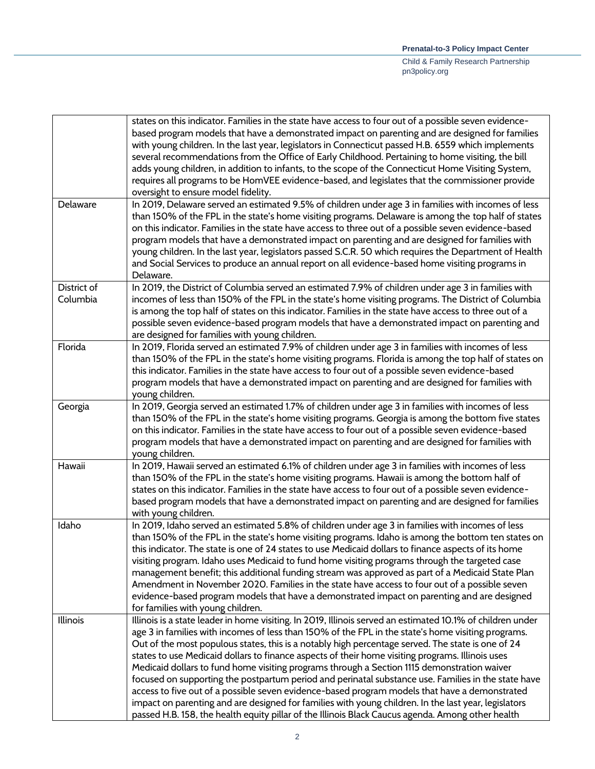| | |
|---|---|
| | states on this indicator. Families in the state have access to four out of a possible seven evidence-based program models that have a demonstrated impact on parenting and are designed for families with young children. In the last year, legislators in Connecticut passed H.B. 6559 which implements several recommendations from the Office of Early Childhood. Pertaining to home visiting, the bill adds young children, in addition to infants, to the scope of the Connecticut Home Visiting System, requires all programs to be HomVEE evidence-based, and legislates that the commissioner provide oversight to ensure model fidelity. |
| Delaware | In 2019, Delaware served an estimated 9.5% of children under age 3 in families with incomes of less than 150% of the FPL in the state's home visiting programs. Delaware is among the top half of states on this indicator. Families in the state have access to three out of a possible seven evidence-based program models that have a demonstrated impact on parenting and are designed for families with young children. In the last year, legislators passed S.C.R. 50 which requires the Department of Health and Social Services to produce an annual report on all evidence-based home visiting programs in Delaware. |
| District of Columbia | In 2019, the District of Columbia served an estimated 7.9% of children under age 3 in families with incomes of less than 150% of the FPL in the state's home visiting programs. The District of Columbia is among the top half of states on this indicator. Families in the state have access to three out of a possible seven evidence-based program models that have a demonstrated impact on parenting and are designed for families with young children. |
| Florida | In 2019, Florida served an estimated 7.9% of children under age 3 in families with incomes of less than 150% of the FPL in the state's home visiting programs. Florida is among the top half of states on this indicator. Families in the state have access to four out of a possible seven evidence-based program models that have a demonstrated impact on parenting and are designed for families with young children. |
| Georgia | In 2019, Georgia served an estimated 1.7% of children under age 3 in families with incomes of less than 150% of the FPL in the state's home visiting programs. Georgia is among the bottom five states on this indicator. Families in the state have access to four out of a possible seven evidence-based program models that have a demonstrated impact on parenting and are designed for families with young children. |
| Hawaii | In 2019, Hawaii served an estimated 6.1% of children under age 3 in families with incomes of less than 150% of the FPL in the state's home visiting programs. Hawaii is among the bottom half of states on this indicator. Families in the state have access to four out of a possible seven evidence-based program models that have a demonstrated impact on parenting and are designed for families with young children. |
| Idaho | In 2019, Idaho served an estimated 5.8% of children under age 3 in families with incomes of less than 150% of the FPL in the state's home visiting programs. Idaho is among the bottom ten states on this indicator. The state is one of 24 states to use Medicaid dollars to finance aspects of its home visiting program. Idaho uses Medicaid to fund home visiting programs through the targeted case management benefit; this additional funding stream was approved as part of a Medicaid State Plan Amendment in November 2020. Families in the state have access to four out of a possible seven evidence-based program models that have a demonstrated impact on parenting and are designed for families with young children. |
| Illinois | Illinois is a state leader in home visiting. In 2019, Illinois served an estimated 10.1% of children under age 3 in families with incomes of less than 150% of the FPL in the state's home visiting programs. Out of the most populous states, this is a notably high percentage served. The state is one of 24 states to use Medicaid dollars to finance aspects of their home visiting programs. Illinois uses Medicaid dollars to fund home visiting programs through a Section 1115 demonstration waiver focused on supporting the postpartum period and perinatal substance use. Families in the state have access to five out of a possible seven evidence-based program models that have a demonstrated impact on parenting and are designed for families with young children. In the last year, legislators passed H.B. 158, the health equity pillar of the Illinois Black Caucus agenda. Among other health |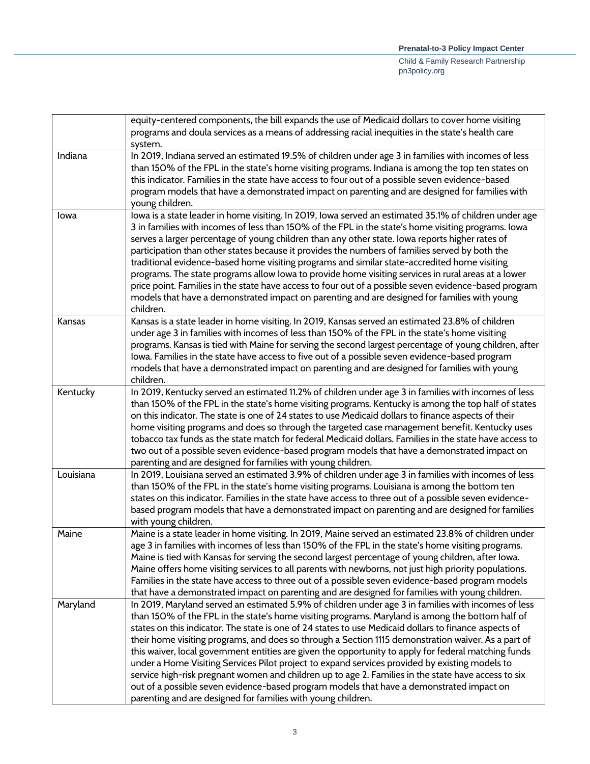| | |
|---|---|
| | equity-centered components, the bill expands the use of Medicaid dollars to cover home visiting programs and doula services as a means of addressing racial inequities in the state's health care system. |
| Indiana | In 2019, Indiana served an estimated 19.5% of children under age 3 in families with incomes of less than 150% of the FPL in the state's home visiting programs. Indiana is among the top ten states on this indicator. Families in the state have access to four out of a possible seven evidence-based program models that have a demonstrated impact on parenting and are designed for families with young children. |
| Iowa | Iowa is a state leader in home visiting. In 2019, Iowa served an estimated 35.1% of children under age 3 in families with incomes of less than 150% of the FPL in the state's home visiting programs. Iowa serves a larger percentage of young children than any other state. Iowa reports higher rates of participation than other states because it provides the numbers of families served by both the traditional evidence-based home visiting programs and similar state-accredited home visiting programs. The state programs allow Iowa to provide home visiting services in rural areas at a lower price point. Families in the state have access to four out of a possible seven evidence-based program models that have a demonstrated impact on parenting and are designed for families with young children. |
| Kansas | Kansas is a state leader in home visiting. In 2019, Kansas served an estimated 23.8% of children under age 3 in families with incomes of less than 150% of the FPL in the state's home visiting programs. Kansas is tied with Maine for serving the second largest percentage of young children, after Iowa. Families in the state have access to five out of a possible seven evidence-based program models that have a demonstrated impact on parenting and are designed for families with young children. |
| Kentucky | In 2019, Kentucky served an estimated 11.2% of children under age 3 in families with incomes of less than 150% of the FPL in the state's home visiting programs. Kentucky is among the top half of states on this indicator. The state is one of 24 states to use Medicaid dollars to finance aspects of their home visiting programs and does so through the targeted case management benefit. Kentucky uses tobacco tax funds as the state match for federal Medicaid dollars. Families in the state have access to two out of a possible seven evidence-based program models that have a demonstrated impact on parenting and are designed for families with young children. |
| Louisiana | In 2019, Louisiana served an estimated 3.9% of children under age 3 in families with incomes of less than 150% of the FPL in the state's home visiting programs. Louisiana is among the bottom ten states on this indicator. Families in the state have access to three out of a possible seven evidence-based program models that have a demonstrated impact on parenting and are designed for families with young children. |
| Maine | Maine is a state leader in home visiting. In 2019, Maine served an estimated 23.8% of children under age 3 in families with incomes of less than 150% of the FPL in the state's home visiting programs. Maine is tied with Kansas for serving the second largest percentage of young children, after Iowa. Maine offers home visiting services to all parents with newborns, not just high priority populations. Families in the state have access to three out of a possible seven evidence-based program models that have a demonstrated impact on parenting and are designed for families with young children. |
| Maryland | In 2019, Maryland served an estimated 5.9% of children under age 3 in families with incomes of less than 150% of the FPL in the state's home visiting programs. Maryland is among the bottom half of states on this indicator. The state is one of 24 states to use Medicaid dollars to finance aspects of their home visiting programs, and does so through a Section 1115 demonstration waiver. As a part of this waiver, local government entities are given the opportunity to apply for federal matching funds under a Home Visiting Services Pilot project to expand services provided by existing models to service high-risk pregnant women and children up to age 2. Families in the state have access to six out of a possible seven evidence-based program models that have a demonstrated impact on parenting and are designed for families with young children. |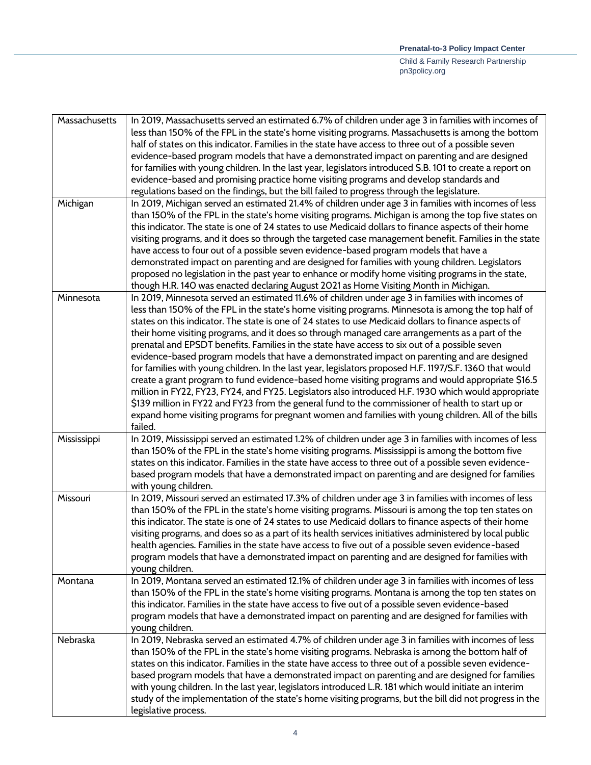| | |
|---|---|
| Massachusetts | In 2019, Massachusetts served an estimated 6.7% of children under age 3 in families with incomes of less than 150% of the FPL in the state's home visiting programs. Massachusetts is among the bottom half of states on this indicator. Families in the state have access to three out of a possible seven evidence-based program models that have a demonstrated impact on parenting and are designed for families with young children. In the last year, legislators introduced S.B. 101 to create a report on evidence-based and promising practice home visiting programs and develop standards and regulations based on the findings, but the bill failed to progress through the legislature. |
| Michigan | In 2019, Michigan served an estimated 21.4% of children under age 3 in families with incomes of less than 150% of the FPL in the state's home visiting programs. Michigan is among the top five states on this indicator. The state is one of 24 states to use Medicaid dollars to finance aspects of their home visiting programs, and it does so through the targeted case management benefit. Families in the state have access to four out of a possible seven evidence-based program models that have a demonstrated impact on parenting and are designed for families with young children. Legislators proposed no legislation in the past year to enhance or modify home visiting programs in the state, though H.R. 140 was enacted declaring August 2021 as Home Visiting Month in Michigan. |
| Minnesota | In 2019, Minnesota served an estimated 11.6% of children under age 3 in families with incomes of less than 150% of the FPL in the state's home visiting programs. Minnesota is among the top half of states on this indicator. The state is one of 24 states to use Medicaid dollars to finance aspects of their home visiting programs, and it does so through managed care arrangements as a part of the prenatal and EPSDT benefits. Families in the state have access to six out of a possible seven evidence-based program models that have a demonstrated impact on parenting and are designed for families with young children. In the last year, legislators proposed H.F. 1197/S.F. 1360 that would create a grant program to fund evidence-based home visiting programs and would appropriate $16.5 million in FY22, FY23, FY24, and FY25. Legislators also introduced H.F. 1930 which would appropriate $139 million in FY22 and FY23 from the general fund to the commissioner of health to start up or expand home visiting programs for pregnant women and families with young children. All of the bills failed. |
| Mississippi | In 2019, Mississippi served an estimated 1.2% of children under age 3 in families with incomes of less than 150% of the FPL in the state's home visiting programs. Mississippi is among the bottom five states on this indicator. Families in the state have access to three out of a possible seven evidence-based program models that have a demonstrated impact on parenting and are designed for families with young children. |
| Missouri | In 2019, Missouri served an estimated 17.3% of children under age 3 in families with incomes of less than 150% of the FPL in the state's home visiting programs. Missouri is among the top ten states on this indicator. The state is one of 24 states to use Medicaid dollars to finance aspects of their home visiting programs, and does so as a part of its health services initiatives administered by local public health agencies. Families in the state have access to five out of a possible seven evidence-based program models that have a demonstrated impact on parenting and are designed for families with young children. |
| Montana | In 2019, Montana served an estimated 12.1% of children under age 3 in families with incomes of less than 150% of the FPL in the state's home visiting programs. Montana is among the top ten states on this indicator. Families in the state have access to five out of a possible seven evidence-based program models that have a demonstrated impact on parenting and are designed for families with young children. |
| Nebraska | In 2019, Nebraska served an estimated 4.7% of children under age 3 in families with incomes of less than 150% of the FPL in the state's home visiting programs. Nebraska is among the bottom half of states on this indicator. Families in the state have access to three out of a possible seven evidence-based program models that have a demonstrated impact on parenting and are designed for families with young children. In the last year, legislators introduced L.R. 181 which would initiate an interim study of the implementation of the state's home visiting programs, but the bill did not progress in the legislative process. |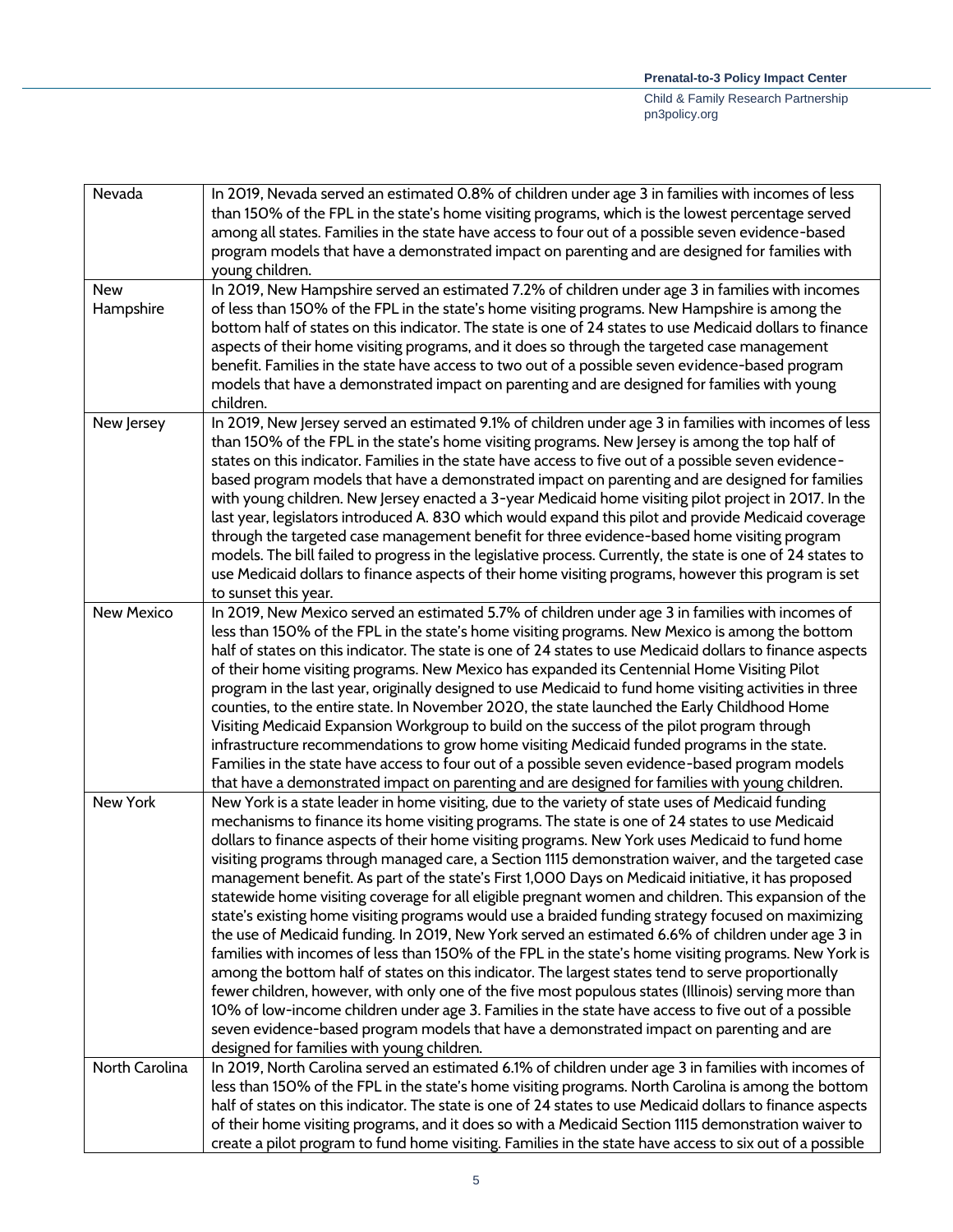| | |
|---|---|
| Nevada | In 2019, Nevada served an estimated 0.8% of children under age 3 in families with incomes of less than 150% of the FPL in the state's home visiting programs, which is the lowest percentage served among all states. Families in the state have access to four out of a possible seven evidence-based program models that have a demonstrated impact on parenting and are designed for families with young children. |
| New Hampshire | In 2019, New Hampshire served an estimated 7.2% of children under age 3 in families with incomes of less than 150% of the FPL in the state's home visiting programs. New Hampshire is among the bottom half of states on this indicator. The state is one of 24 states to use Medicaid dollars to finance aspects of their home visiting programs, and it does so through the targeted case management benefit. Families in the state have access to two out of a possible seven evidence-based program models that have a demonstrated impact on parenting and are designed for families with young children. |
| New Jersey | In 2019, New Jersey served an estimated 9.1% of children under age 3 in families with incomes of less than 150% of the FPL in the state's home visiting programs. New Jersey is among the top half of states on this indicator. Families in the state have access to five out of a possible seven evidence-based program models that have a demonstrated impact on parenting and are designed for families with young children. New Jersey enacted a 3-year Medicaid home visiting pilot project in 2017. In the last year, legislators introduced A. 830 which would expand this pilot and provide Medicaid coverage through the targeted case management benefit for three evidence-based home visiting program models. The bill failed to progress in the legislative process. Currently, the state is one of 24 states to use Medicaid dollars to finance aspects of their home visiting programs, however this program is set to sunset this year. |
| New Mexico | In 2019, New Mexico served an estimated 5.7% of children under age 3 in families with incomes of less than 150% of the FPL in the state's home visiting programs. New Mexico is among the bottom half of states on this indicator. The state is one of 24 states to use Medicaid dollars to finance aspects of their home visiting programs. New Mexico has expanded its Centennial Home Visiting Pilot program in the last year, originally designed to use Medicaid to fund home visiting activities in three counties, to the entire state. In November 2020, the state launched the Early Childhood Home Visiting Medicaid Expansion Workgroup to build on the success of the pilot program through infrastructure recommendations to grow home visiting Medicaid funded programs in the state. Families in the state have access to four out of a possible seven evidence-based program models that have a demonstrated impact on parenting and are designed for families with young children. |
| New York | New York is a state leader in home visiting, due to the variety of state uses of Medicaid funding mechanisms to finance its home visiting programs. The state is one of 24 states to use Medicaid dollars to finance aspects of their home visiting programs. New York uses Medicaid to fund home visiting programs through managed care, a Section 1115 demonstration waiver, and the targeted case management benefit. As part of the state's First 1,000 Days on Medicaid initiative, it has proposed statewide home visiting coverage for all eligible pregnant women and children. This expansion of the state's existing home visiting programs would use a braided funding strategy focused on maximizing the use of Medicaid funding. In 2019, New York served an estimated 6.6% of children under age 3 in families with incomes of less than 150% of the FPL in the state's home visiting programs. New York is among the bottom half of states on this indicator. The largest states tend to serve proportionally fewer children, however, with only one of the five most populous states (Illinois) serving more than 10% of low-income children under age 3. Families in the state have access to five out of a possible seven evidence-based program models that have a demonstrated impact on parenting and are designed for families with young children. |
| North Carolina | In 2019, North Carolina served an estimated 6.1% of children under age 3 in families with incomes of less than 150% of the FPL in the state's home visiting programs. North Carolina is among the bottom half of states on this indicator. The state is one of 24 states to use Medicaid dollars to finance aspects of their home visiting programs, and it does so with a Medicaid Section 1115 demonstration waiver to create a pilot program to fund home visiting. Families in the state have access to six out of a possible |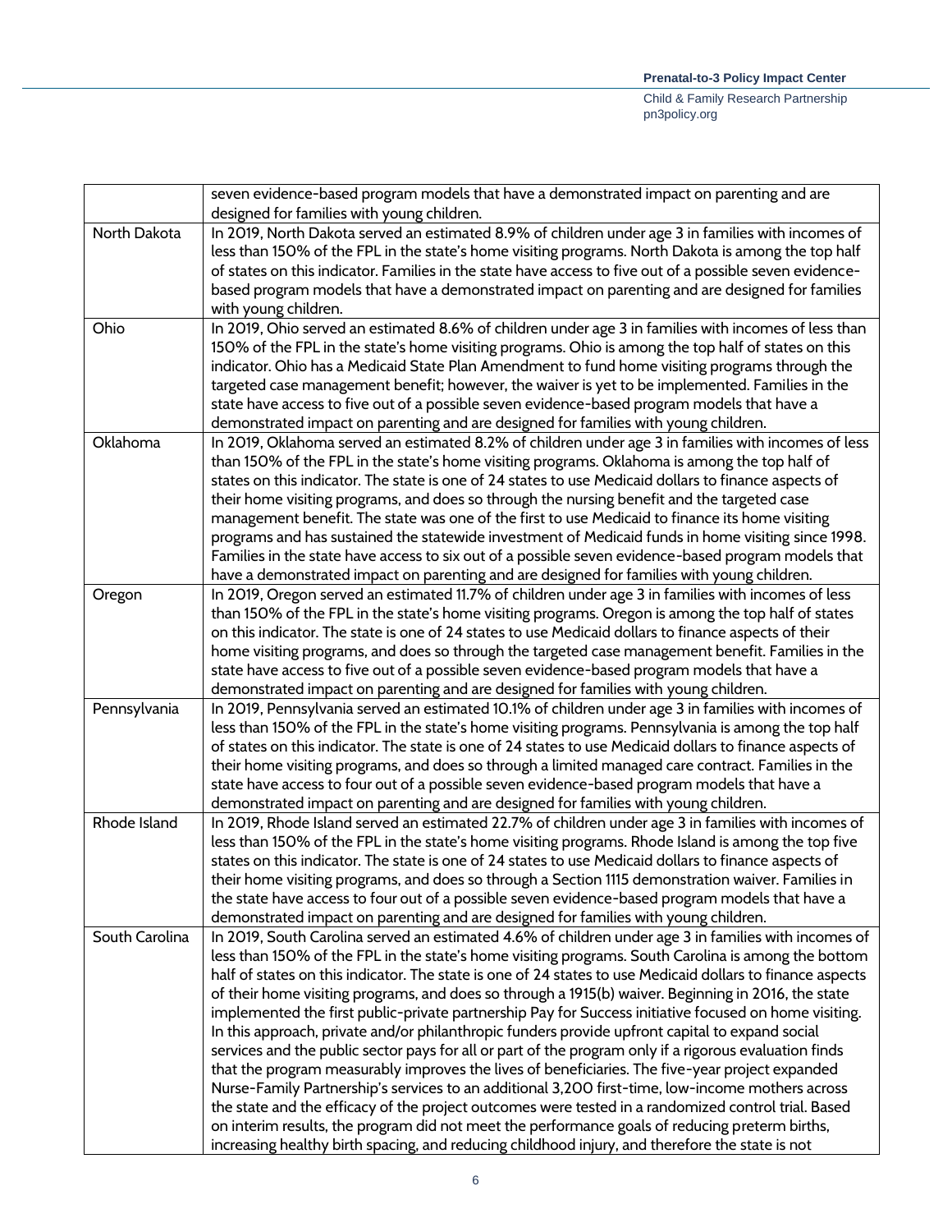| | |
|---|---|
| | seven evidence-based program models that have a demonstrated impact on parenting and are designed for families with young children. |
| North Dakota | In 2019, North Dakota served an estimated 8.9% of children under age 3 in families with incomes of less than 150% of the FPL in the state's home visiting programs. North Dakota is among the top half of states on this indicator. Families in the state have access to five out of a possible seven evidence-based program models that have a demonstrated impact on parenting and are designed for families with young children. |
| Ohio | In 2019, Ohio served an estimated 8.6% of children under age 3 in families with incomes of less than 150% of the FPL in the state's home visiting programs. Ohio is among the top half of states on this indicator. Ohio has a Medicaid State Plan Amendment to fund home visiting programs through the targeted case management benefit; however, the waiver is yet to be implemented. Families in the state have access to five out of a possible seven evidence-based program models that have a demonstrated impact on parenting and are designed for families with young children. |
| Oklahoma | In 2019, Oklahoma served an estimated 8.2% of children under age 3 in families with incomes of less than 150% of the FPL in the state's home visiting programs. Oklahoma is among the top half of states on this indicator. The state is one of 24 states to use Medicaid dollars to finance aspects of their home visiting programs, and does so through the nursing benefit and the targeted case management benefit. The state was one of the first to use Medicaid to finance its home visiting programs and has sustained the statewide investment of Medicaid funds in home visiting since 1998. Families in the state have access to six out of a possible seven evidence-based program models that have a demonstrated impact on parenting and are designed for families with young children. |
| Oregon | In 2019, Oregon served an estimated 11.7% of children under age 3 in families with incomes of less than 150% of the FPL in the state's home visiting programs. Oregon is among the top half of states on this indicator. The state is one of 24 states to use Medicaid dollars to finance aspects of their home visiting programs, and does so through the targeted case management benefit. Families in the state have access to five out of a possible seven evidence-based program models that have a demonstrated impact on parenting and are designed for families with young children. |
| Pennsylvania | In 2019, Pennsylvania served an estimated 10.1% of children under age 3 in families with incomes of less than 150% of the FPL in the state's home visiting programs. Pennsylvania is among the top half of states on this indicator. The state is one of 24 states to use Medicaid dollars to finance aspects of their home visiting programs, and does so through a limited managed care contract. Families in the state have access to four out of a possible seven evidence-based program models that have a demonstrated impact on parenting and are designed for families with young children. |
| Rhode Island | In 2019, Rhode Island served an estimated 22.7% of children under age 3 in families with incomes of less than 150% of the FPL in the state's home visiting programs. Rhode Island is among the top five states on this indicator. The state is one of 24 states to use Medicaid dollars to finance aspects of their home visiting programs, and does so through a Section 1115 demonstration waiver. Families in the state have access to four out of a possible seven evidence-based program models that have a demonstrated impact on parenting and are designed for families with young children. |
| South Carolina | In 2019, South Carolina served an estimated 4.6% of children under age 3 in families with incomes of less than 150% of the FPL in the state's home visiting programs. South Carolina is among the bottom half of states on this indicator. The state is one of 24 states to use Medicaid dollars to finance aspects of their home visiting programs, and does so through a 1915(b) waiver. Beginning in 2016, the state implemented the first public-private partnership Pay for Success initiative focused on home visiting. In this approach, private and/or philanthropic funders provide upfront capital to expand social services and the public sector pays for all or part of the program only if a rigorous evaluation finds that the program measurably improves the lives of beneficiaries. The five-year project expanded Nurse-Family Partnership's services to an additional 3,200 first-time, low-income mothers across the state and the efficacy of the project outcomes were tested in a randomized control trial. Based on interim results, the program did not meet the performance goals of reducing preterm births, increasing healthy birth spacing, and reducing childhood injury, and therefore the state is not |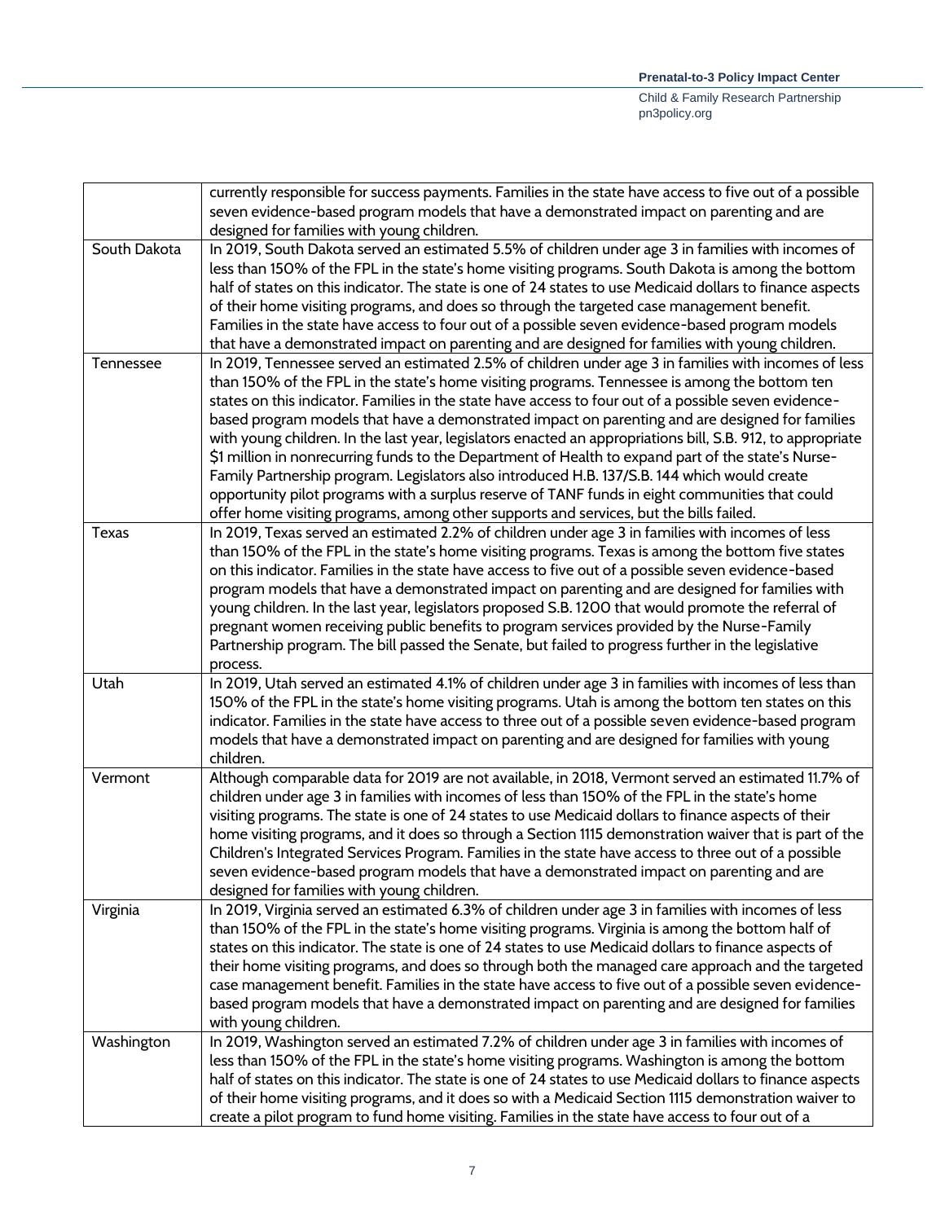|  |  |
| --- | --- |
|  | currently responsible for success payments. Families in the state have access to five out of a possible seven evidence-based program models that have a demonstrated impact on parenting and are designed for families with young children. |
| South Dakota | In 2019, South Dakota served an estimated 5.5% of children under age 3 in families with incomes of less than 150% of the FPL in the state's home visiting programs. South Dakota is among the bottom half of states on this indicator. The state is one of 24 states to use Medicaid dollars to finance aspects of their home visiting programs, and does so through the targeted case management benefit. Families in the state have access to four out of a possible seven evidence-based program models that have a demonstrated impact on parenting and are designed for families with young children. |
| Tennessee | In 2019, Tennessee served an estimated 2.5% of children under age 3 in families with incomes of less than 150% of the FPL in the state's home visiting programs. Tennessee is among the bottom ten states on this indicator. Families in the state have access to four out of a possible seven evidence-based program models that have a demonstrated impact on parenting and are designed for families with young children. In the last year, legislators enacted an appropriations bill, S.B. 912, to appropriate $1 million in nonrecurring funds to the Department of Health to expand part of the state's Nurse-Family Partnership program. Legislators also introduced H.B. 137/S.B. 144 which would create opportunity pilot programs with a surplus reserve of TANF funds in eight communities that could offer home visiting programs, among other supports and services, but the bills failed. |
| Texas | In 2019, Texas served an estimated 2.2% of children under age 3 in families with incomes of less than 150% of the FPL in the state's home visiting programs. Texas is among the bottom five states on this indicator. Families in the state have access to five out of a possible seven evidence-based program models that have a demonstrated impact on parenting and are designed for families with young children. In the last year, legislators proposed S.B. 1200 that would promote the referral of pregnant women receiving public benefits to program services provided by the Nurse-Family Partnership program. The bill passed the Senate, but failed to progress further in the legislative process. |
| Utah | In 2019, Utah served an estimated 4.1% of children under age 3 in families with incomes of less than 150% of the FPL in the state's home visiting programs. Utah is among the bottom ten states on this indicator. Families in the state have access to three out of a possible seven evidence-based program models that have a demonstrated impact on parenting and are designed for families with young children. |
| Vermont | Although comparable data for 2019 are not available, in 2018, Vermont served an estimated 11.7% of children under age 3 in families with incomes of less than 150% of the FPL in the state's home visiting programs. The state is one of 24 states to use Medicaid dollars to finance aspects of their home visiting programs, and it does so through a Section 1115 demonstration waiver that is part of the Children's Integrated Services Program. Families in the state have access to three out of a possible seven evidence-based program models that have a demonstrated impact on parenting and are designed for families with young children. |
| Virginia | In 2019, Virginia served an estimated 6.3% of children under age 3 in families with incomes of less than 150% of the FPL in the state's home visiting programs. Virginia is among the bottom half of states on this indicator. The state is one of 24 states to use Medicaid dollars to finance aspects of their home visiting programs, and does so through both the managed care approach and the targeted case management benefit. Families in the state have access to five out of a possible seven evidence-based program models that have a demonstrated impact on parenting and are designed for families with young children. |
| Washington | In 2019, Washington served an estimated 7.2% of children under age 3 in families with incomes of less than 150% of the FPL in the state's home visiting programs. Washington is among the bottom half of states on this indicator. The state is one of 24 states to use Medicaid dollars to finance aspects of their home visiting programs, and it does so with a Medicaid Section 1115 demonstration waiver to create a pilot program to fund home visiting. Families in the state have access to four out of a |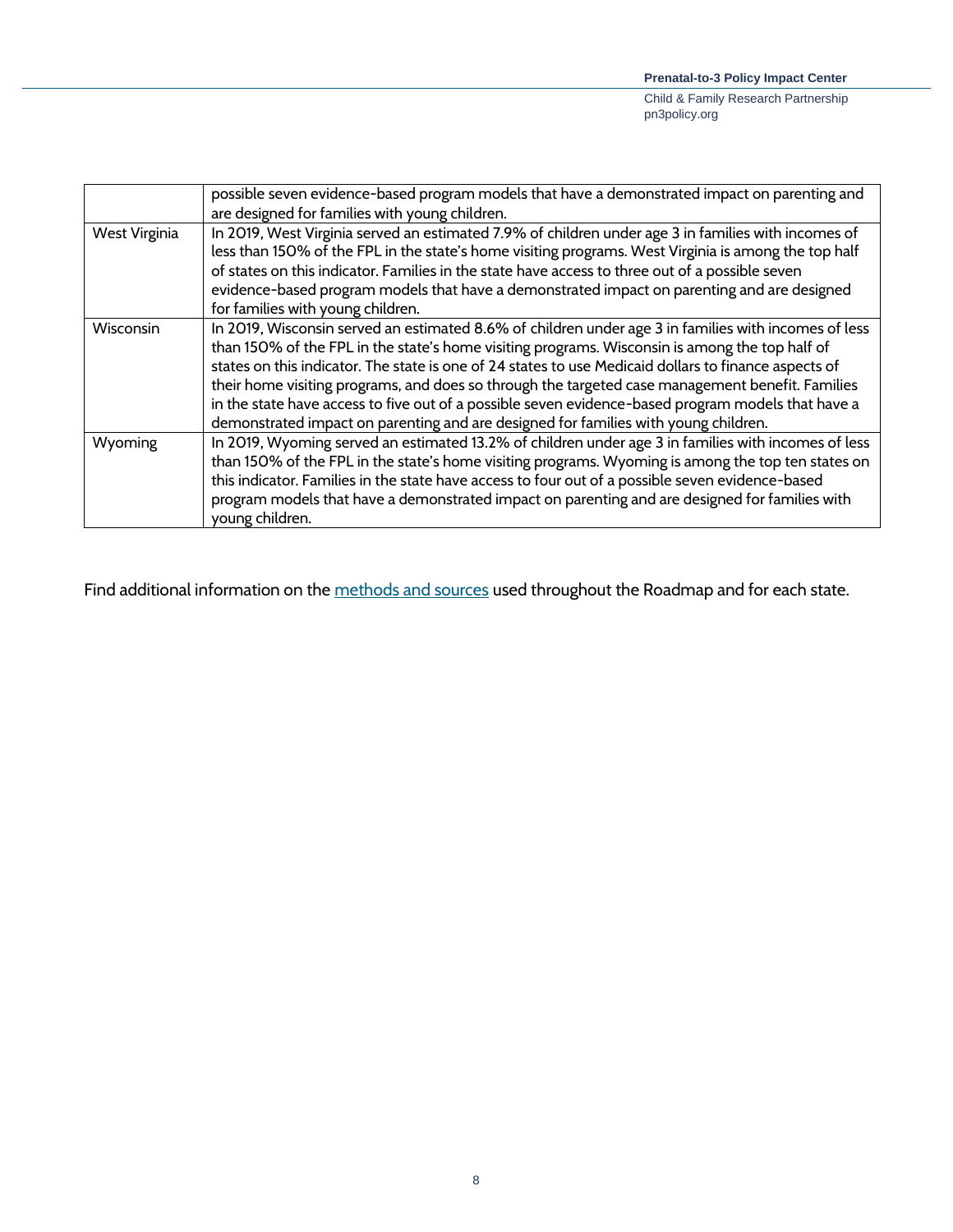| | |
|---|---|
| | possible seven evidence-based program models that have a demonstrated impact on parenting and are designed for families with young children. |
| West Virginia | In 2019, West Virginia served an estimated 7.9% of children under age 3 in families with incomes of less than 150% of the FPL in the state's home visiting programs. West Virginia is among the top half of states on this indicator. Families in the state have access to three out of a possible seven evidence-based program models that have a demonstrated impact on parenting and are designed for families with young children. |
| Wisconsin | In 2019, Wisconsin served an estimated 8.6% of children under age 3 in families with incomes of less than 150% of the FPL in the state's home visiting programs. Wisconsin is among the top half of states on this indicator. The state is one of 24 states to use Medicaid dollars to finance aspects of their home visiting programs, and does so through the targeted case management benefit. Families in the state have access to five out of a possible seven evidence-based program models that have a demonstrated impact on parenting and are designed for families with young children. |
| Wyoming | In 2019, Wyoming served an estimated 13.2% of children under age 3 in families with incomes of less than 150% of the FPL in the state's home visiting programs. Wyoming is among the top ten states on this indicator. Families in the state have access to four out of a possible seven evidence-based program models that have a demonstrated impact on parenting and are designed for families with young children. |

Find additional information on the methods and sources used throughout the Roadmap and for each state.